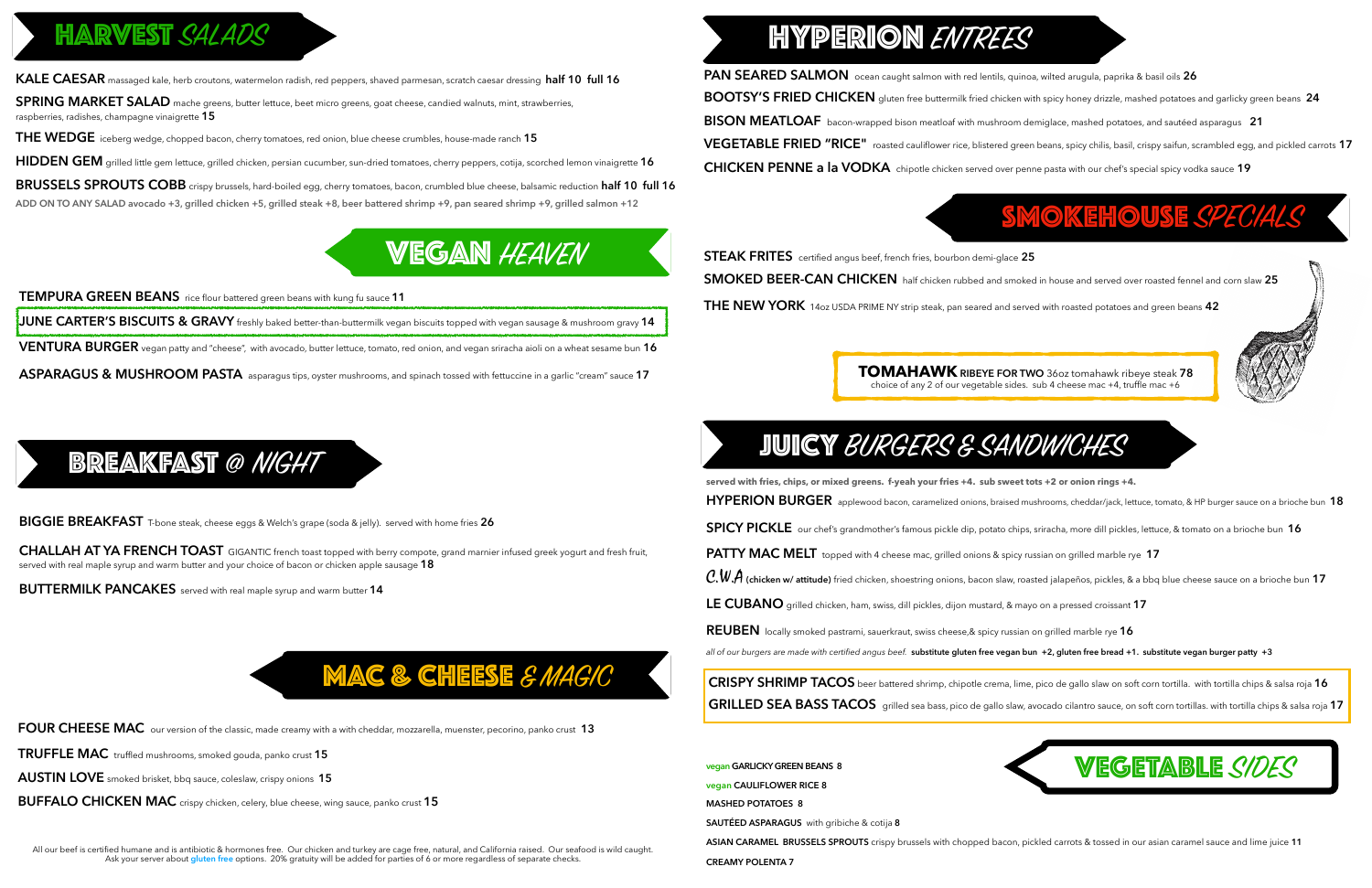## HARVEST *SALADS*

**KALE CAESAR** massaged kale, herb croutons, watermelon radish, red peppers, shaved parmesan, scratch caesar dressing **half 10 full 16**

**SPRING MARKET SALAD** mache greens, butter lettuce, beet micro greens, goat cheese, candied walnuts, mint, strawberries, raspberries, radishes, champagne vinaigrette **15**

**THE WEDGE** iceberg wedge, chopped bacon, cherry tomatoes, red onion, blue cheese crumbles, house-made ranch **15**

**HIDDEN GEM** grilled little gem lettuce, grilled chicken, persian cucumber, sun-dried tomatoes, cherry peppers, cotija, scorched lemon vinaigrette **16**

**BRUSSELS SPROUTS COBB** crispy brussels, hard-boiled egg, cherry tomatoes, bacon, crumbled blue cheese, balsamic reduction **half 10 full 16**

**ADD ON TO ANY SALAD avocado +3, grilled chicken +5, grilled steak +8, beer battered shrimp +9, pan seared shrimp +9, grilled salmon +12**

## VEGAN *HEAVEN*

**TEMPURA GREEN BEANS** rice flour battered green beans with kung fu sauce **11**

**JUNE CARTER'S BISCUITS & GRAVY** freshly baked better-than-buttermilk vegan biscuits topped with vegan sausage & mushroom gravy **14**

**VENTURA BURGER** vegan patty and "cheese", with avocado, butter lettuce, tomato, red onion, and vegan sriracha aioli on a wheat sesame bun **16**

**ASPARAGUS & MUSHROOM PASTA** asparagus tips, oyster mushrooms, and spinach tossed with fettuccine in a garlic "cream" sauce **17**

## BREAKFAST @ *NIGHT*

**BIGGIE BREAKFAST** T-bone steak, cheese eggs & Welch's grape (soda & jelly). served with home fries **26**

**CHALLAH AT YA FRENCH TOAST** GIGANTIC french toast topped with berry compote, grand marnier infused greek yogurt and fresh fruit, served with real maple syrup and warm butter and your choice of bacon or chicken apple sausage **18**

**BUTTERMILK PANCAKES** served with real maple syrup and warm butter **14**

## MAC & CHEESE *& MAGIC*

**FOUR CHEESE MAC** our version of the classic, made creamy with a with cheddar, mozzarella, muenster, pecorino, panko crust **13**

**TRUFFLE MAC** truffled mushrooms, smoked gouda, panko crust **15**

**AUSTIN LOVE** smoked brisket, bbq sauce, coleslaw, crispy onions **15**

**BUFFALO CHICKEN MAC** crispy chicken, celery, blue cheese, wing sauce, panko crust **15**

All our beef is certified humane and is antibiotic & hormones free. Our chicken and turkey are cage free, natural, and California raised. Our seafood is wild caught. Ask your server about gluten free options. 20% gratuity will be added for parties of 6 or more regardless of separate checks.

## HYPERION *ENTREES*

**PAN SEARED SALMON** ocean caught salmon with red lentils, quinoa, wilted arugula, paprika & basil oils **26**

**BOOTSY'S FRIED CHICKEN** gluten free buttermilk fried chicken with spicy honey drizzle, mashed potatoes and garlicky green beans **24**

**BISON MEATLOAF** bacon-wrapped bison meatloaf with mushroom demiglace, mashed potatoes, and sautéed asparagus **21**

**VEGETABLE FRIED "RICE"** roasted cauliflower rice, blistered green beans, spicy chilis, basil, crispy saifun, scrambled egg, and pickled carrots **17**

**CHICKEN PENNE a la VODKA** chipotle chicken served over penne pasta with our chef's special spicy vodka sauce **19**

## SMOKEHOUSE *SPECIALS*

**STEAK FRITES** certified angus beef, french fries, bourbon demi-glace **25**

**SMOKED BEER-CAN CHICKEN** half chicken rubbed and smoked in house and served over roasted fennel and corn slaw **25**

**THE NEW YORK** 14oz USDA PRIME NY strip steak, pan seared and served with roasted potatoes and green beans **42**

**TOMAHAWK RIBEYE FOR TWO** 36oz tomahawk ribeye steak **78**
choice of any 2 of our vegetable sides. sub 4 cheese mac +4, truffle mac +6

## JUICY *BURGERS & SANDWICHES*

**served with fries, chips, or mixed greens. f-yeah your fries +4. sub sweet tots +2 or onion rings +4.**

**HYPERION BURGER** applewood bacon, caramelized onions, braised mushrooms, cheddar/jack, lettuce, tomato, & HP burger sauce on a brioche bun **18**

**SPICY PICKLE** our chef's grandmother's famous pickle dip, potato chips, sriracha, more dill pickles, lettuce, & tomato on a brioche bun **16**

**PATTY MAC MELT** topped with 4 cheese mac, grilled onions & spicy russian on grilled marble rye **17**

**C.W.A (chicken w/ attitude)** fried chicken, shoestring onions, bacon slaw, roasted jalapeños, pickles, & a bbq blue cheese sauce on a brioche bun **17**

**LE CUBANO** grilled chicken, ham, swiss, dill pickles, dijon mustard, & mayo on a pressed croissant **17**

**REUBEN** locally smoked pastrami, sauerkraut, swiss cheese,& spicy russian on grilled marble rye **16**

*all of our burgers are made with certified angus beef.* **substitute gluten free vegan bun +2, gluten free bread +1. substitute vegan burger patty +3**

**CRISPY SHRIMP TACOS** beer battered shrimp, chipotle crema, lime, pico de gallo slaw on soft corn tortilla. with tortilla chips & salsa roja **16**

**GRILLED SEA BASS TACOS** grilled sea bass, pico de gallo slaw, avocado cilantro sauce, on soft corn tortillas. with tortilla chips & salsa roja **17**

## VEGETABLE *SIDES*

vegan **GARLICKY GREEN BEANS 8**

vegan **CAULIFLOWER RICE 8**

**MASHED POTATOES 8**

**SAUTÉED ASPARAGUS** with gribiche & cotija **8**

**ASIAN CARAMEL BRUSSELS SPROUTS** crispy brussels with chopped bacon, pickled carrots & tossed in our asian caramel sauce and lime juice **11**

**CREAMY POLENTA 7**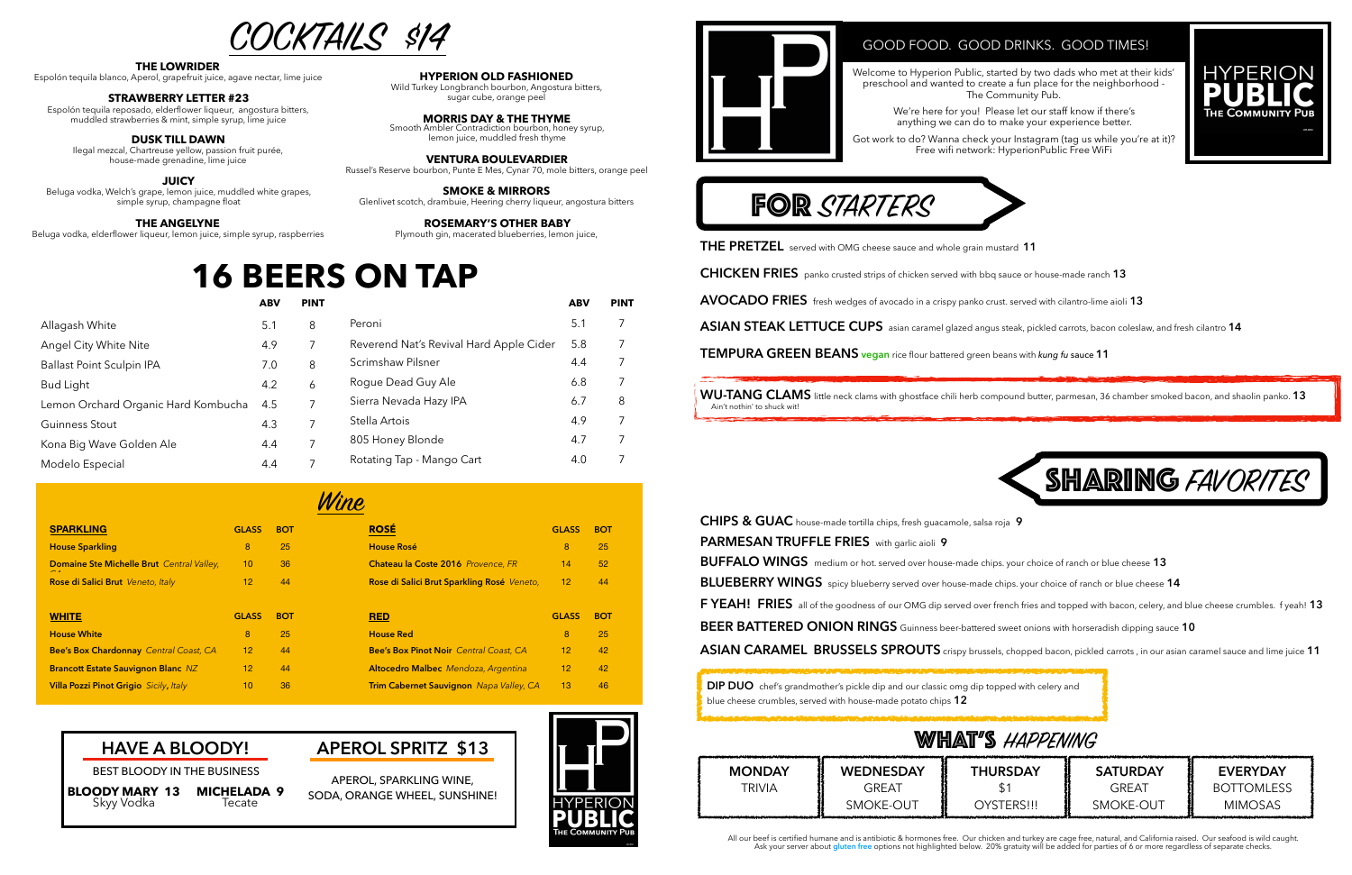# COCKTAILS $14

**THE LOWRIDER**
Espolón tequila blanco, Aperol, grapefruit juice, agave nectar, lime juice

**STRAWBERRY LETTER #23**
Espolón tequila reposado, elderflower liqueur, angostura bitters, muddled strawberries & mint, simple syrup, lime juice

**DUSK TILL DAWN**
Ilegal mezcal, Chartreuse yellow, passion fruit purée, house-made grenadine, lime juice

**JUICY**
Beluga vodka, Welch's grape, lemon juice, muddled white grapes, simple syrup, champagne float

**THE ANGELYNE**
Beluga vodka, elderflower liqueur, lemon juice, simple syrup, raspberries

**HYPERION OLD FASHIONED**
Wild Turkey Longbranch bourbon, Angostura bitters, sugar cube, orange peel

**MORRIS DAY & THE THYME**
Smooth Ambler Contradiction bourbon, honey syrup, lemon juice, muddled fresh thyme

**VENTURA BOULEVARDIER**
Russel's Reserve bourbon, Punte E Mes, Cynar 70, mole bitters, orange peel

**SMOKE & MIRRORS**
Glenlivet scotch, drambuie, Heering cherry liqueur, angostura bitters

**ROSEMARY'S OTHER BABY**
Plymouth gin, macerated blueberries, lemon juice,

# 16 BEERS ON TAP

| | ABV | PINT |
|---|---|---|
| Allagash White | 5.1 | 8 |
| Angel City White Nite | 4.9 | 7 |
| Ballast Point Sculpin IPA | 7.0 | 8 |
| Bud Light | 4.2 | 6 |
| Lemon Orchard Organic Hard Kombucha | 4.5 | 7 |
| Guinness Stout | 4.3 | 7 |
| Kona Big Wave Golden Ale | 4.4 | 7 |
| Modelo Especial | 4.4 | 7 |
| Peroni | 5.1 | 7 |
| Reverend Nat's Revival Hard Apple Cider | 5.8 | 7 |
| Scrimshaw Pilsner | 4.4 | 7 |
| Rogue Dead Guy Ale | 6.8 | 7 |
| Sierra Nevada Hazy IPA | 6.7 | 8 |
| Stella Artois | 4.9 | 7 |
| 805 Honey Blonde | 4.7 | 7 |
| Rotating Tap - Mango Cart | 4.0 | 7 |

## Wine

| SPARKLING | GLASS | BOT |
|---|---|---|
| House Sparkling | 8 | 25 |
| Domaine Ste Michelle Brut *Central Valley, CA* | 10 | 36 |
| Rose di Salici Brut *Veneto, Italy* | 12 | 44 |

| ROSÉ | GLASS | BOT |
|---|---|---|
| House Rosé | 8 | 25 |
| Chateau la Coste 2016 *Provence, FR* | 14 | 52 |
| Rose di Salici Brut Sparkling Rosé *Veneto,* | 12 | 44 |

| WHITE | GLASS | BOT |
|---|---|---|
| House White | 8 | 25 |
| Bee's Box Chardonnay *Central Coast, CA* | 12 | 44 |
| Brancott Estate Sauvignon Blanc *NZ* | 12 | 44 |
| Villa Pozzi Pinot Grigio *Sicily, Italy* | 10 | 36 |

| RED | GLASS | BOT |
|---|---|---|
| House Red | 8 | 25 |
| Bee's Box Pinot Noir *Central Coast, CA* | 12 | 42 |
| Altocedro Malbec *Mendoza, Argentina* | 12 | 42 |
| Trim Cabernet Sauvignon *Napa Valley, CA* | 13 | 46 |

## HAVE A BLOODY!

BEST BLOODY IN THE BUSINESS

**BLOODY MARY 13** Skyy Vodka

**MICHELADA 9** Tecate

## APEROL SPRITZ $13

APEROL, SPARKLING WINE, SODA, ORANGE WHEEL, SUNSHINE!

HYPERION PUBLIC The Community Pub

## GOOD FOOD. GOOD DRINKS. GOOD TIMES!

Welcome to Hyperion Public, started by two dads who met at their kids' preschool and wanted to create a fun place for the neighborhood - The Community Pub.

We're here for you! Please let our staff know if there's anything we can do to make your experience better.

Got work to do? Wanna check your Instagram (tag us while you're at it)? Free wifi network: HyperionPublic Free WiFi

HYPERION PUBLIC The Community Pub

## FOR STARTERS

**THE PRETZEL** served with OMG cheese sauce and whole grain mustard **11**

**CHICKEN FRIES** panko crusted strips of chicken served with bbq sauce or house-made ranch **13**

**AVOCADO FRIES** fresh wedges of avocado in a crispy panko crust. served with cilantro-lime aioli **13**

**ASIAN STEAK LETTUCE CUPS** asian caramel glazed angus steak, pickled carrots, bacon coleslaw, and fresh cilantro **14**

**TEMPURA GREEN BEANS** vegan rice flour battered green beans with *kung fu* sauce **11**

**WU-TANG CLAMS** little neck clams with ghostface chili herb compound butter, parmesan, 36 chamber smoked bacon, and shaolin panko. **13**
Ain't nothin' to shuck wit!

## SHARING FAVORITES

**CHIPS & GUAC** house-made tortilla chips, fresh guacamole, salsa roja **9**

**PARMESAN TRUFFLE FRIES** with garlic aioli **9**

**BUFFALO WINGS** medium or hot. served over house-made chips. your choice of ranch or blue cheese **13**

**BLUEBERRY WINGS** spicy blueberry served over house-made chips. your choice of ranch or blue cheese **14**

**F YEAH! FRIES** all of the goodness of our OMG dip served over french fries and topped with bacon, celery, and blue cheese crumbles. f yeah! **13**

**BEER BATTERED ONION RINGS** Guinness beer-battered sweet onions with horseradish dipping sauce **10**

**ASIAN CARAMEL BRUSSELS SPROUTS** crispy brussels, chopped bacon, pickled carrots , in our asian caramel sauce and lime juice **11**

**DIP DUO** chef's grandmother's pickle dip and our classic omg dip topped with celery and blue cheese crumbles, served with house-made potato chips **12**

## WHAT'S HAPPENING

| MONDAY | WEDNESDAY | THURSDAY | SATURDAY | EVERYDAY |
|---|---|---|---|---|
| TRIVIA | GREAT SMOKE-OUT | $1 OYSTERS!!! | GREAT SMOKE-OUT | BOTTOMLESS MIMOSAS |

All our beef is certified humane and is antibiotic & hormones free. Our chicken and turkey are cage free, natural, and California raised. Our seafood is wild caught. Ask your server about gluten free options not highlighted below. 20% gratuity will be added for parties of 6 or more regardless of separate checks.